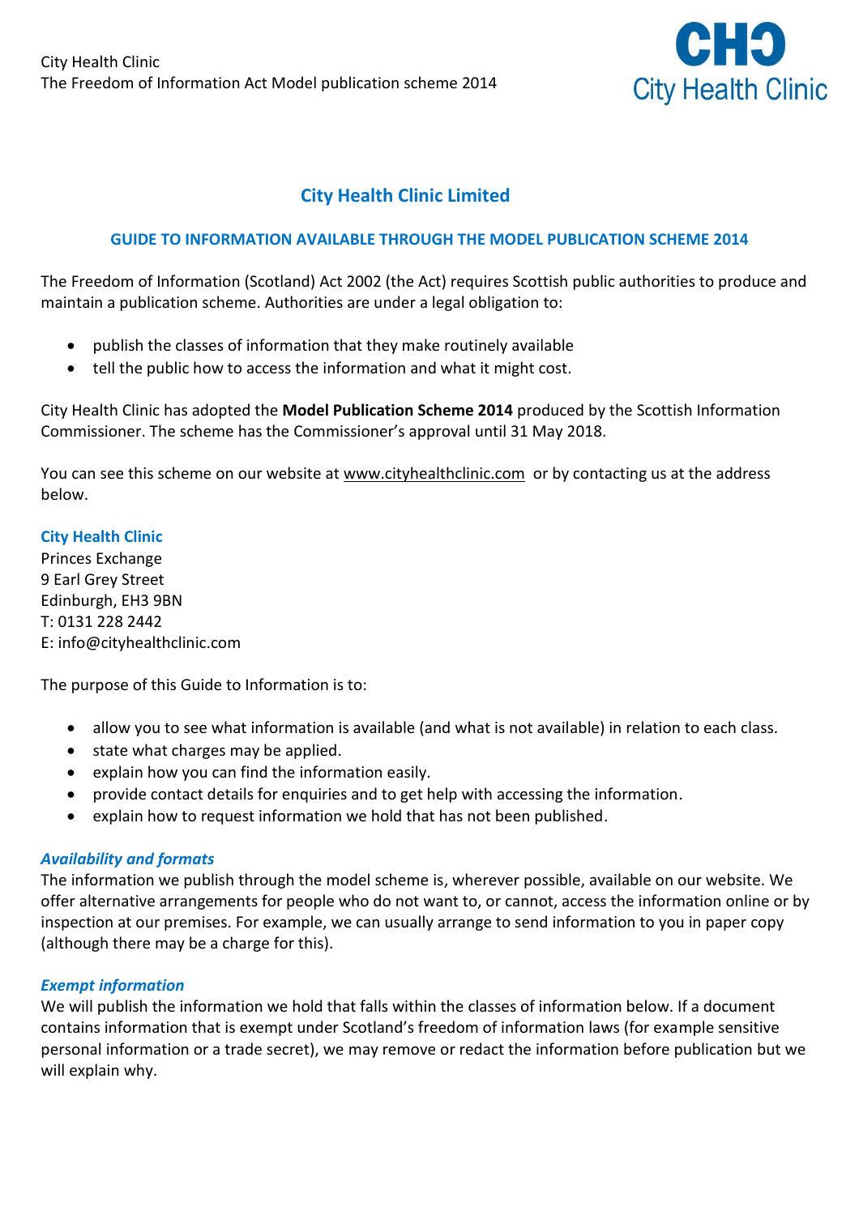# City Health Clinic Limited

## GUIDE TO INFORMATION AVAILABLE THROUGH THE MODEL PUBLICATION SCHEME 2014

The Freedom of Information (Scotland) Act 2002 (the Act) requires Scottish public authorities to produce and maintain a publication scheme. Authorities are under a legal obligation to:

- publish the classes of information that they make routinely available
- tell the public how to access the information and what it might cost.

City Health Clinic has adopted the **Model Publication Scheme 2014** produced by the Scottish Information Commissioner. The scheme has the Commissioner's approval until 31 May 2018.

You can see this scheme on our website at www.cityhealthclinic.com or by contacting us at the address below.

**City Health Clinic**
Princes Exchange
9 Earl Grey Street
Edinburgh, EH3 9BN
T: 0131 228 2442
E: info@cityhealthclinic.com

The purpose of this Guide to Information is to:

- allow you to see what information is available (and what is not available) in relation to each class.
- state what charges may be applied.
- explain how you can find the information easily.
- provide contact details for enquiries and to get help with accessing the information.
- explain how to request information we hold that has not been published.

### *Availability and formats*

The information we publish through the model scheme is, wherever possible, available on our website. We offer alternative arrangements for people who do not want to, or cannot, access the information online or by inspection at our premises. For example, we can usually arrange to send information to you in paper copy (although there may be a charge for this).

### *Exempt information*

We will publish the information we hold that falls within the classes of information below. If a document contains information that is exempt under Scotland's freedom of information laws (for example sensitive personal information or a trade secret), we may remove or redact the information before publication but we will explain why.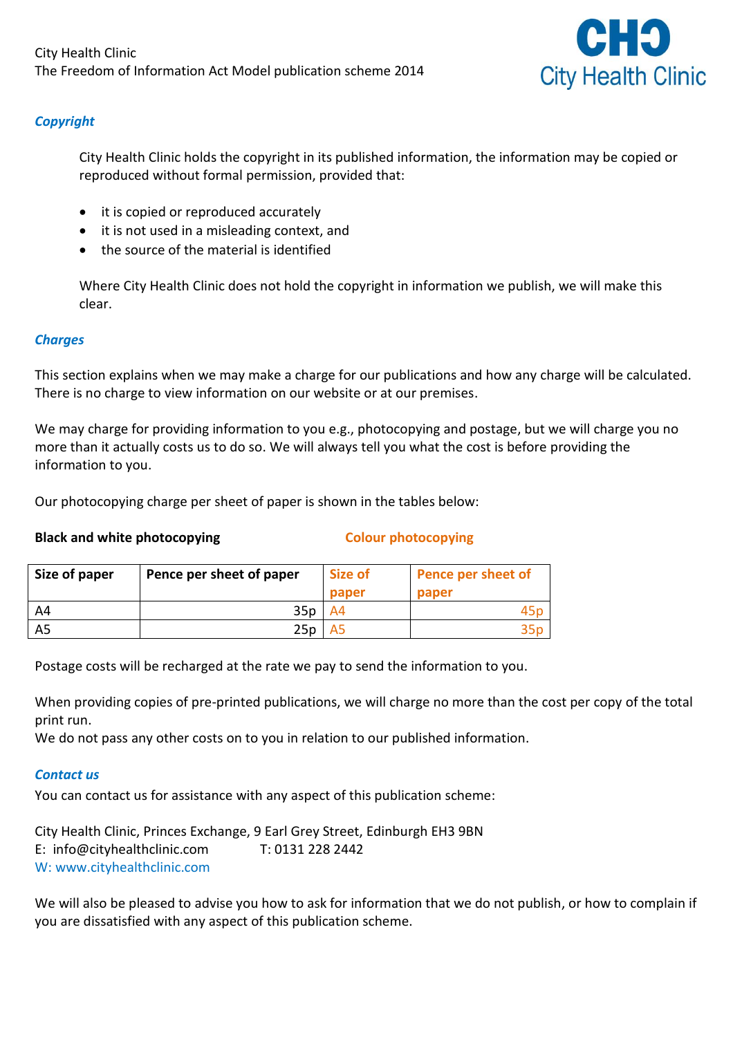### *Copyright*

City Health Clinic holds the copyright in its published information, the information may be copied or reproduced without formal permission, provided that:

- it is copied or reproduced accurately
- it is not used in a misleading context, and
- the source of the material is identified

Where City Health Clinic does not hold the copyright in information we publish, we will make this clear.

### *Charges*

This section explains when we may make a charge for our publications and how any charge will be calculated. There is no charge to view information on our website or at our premises.

We may charge for providing information to you e.g., photocopying and postage, but we will charge you no more than it actually costs us to do so. We will always tell you what the cost is before providing the information to you.

Our photocopying charge per sheet of paper is shown in the tables below:

| **Black and white photocopying** | | **Colour photocopying** | |
|---|---|---|---|
| **Size of paper** | **Pence per sheet of paper** | **Size of paper** | **Pence per sheet of paper** |
| A4 | 35p | A4 | 45p |
| A5 | 25p | A5 | 35p |

Postage costs will be recharged at the rate we pay to send the information to you.

When providing copies of pre-printed publications, we will charge no more than the cost per copy of the total print run.
We do not pass any other costs on to you in relation to our published information.

### *Contact us*

You can contact us for assistance with any aspect of this publication scheme:

City Health Clinic, Princes Exchange, 9 Earl Grey Street, Edinburgh EH3 9BN
E: info@cityhealthclinic.com T: 0131 228 2442
W: www.cityhealthclinic.com

We will also be pleased to advise you how to ask for information that we do not publish, or how to complain if you are dissatisfied with any aspect of this publication scheme.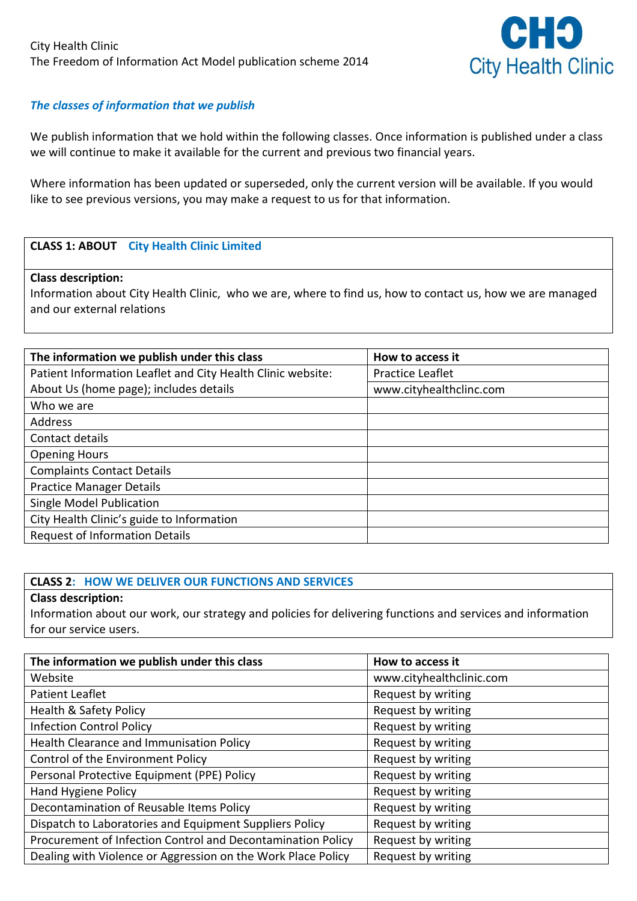City Health Clinic
The Freedom of Information Act Model publication scheme 2014

CHC City Health Clinic

### *The classes of information that we publish*

We publish information that we hold within the following classes. Once information is published under a class we will continue to make it available for the current and previous two financial years.

Where information has been updated or superseded, only the current version will be available. If you would like to see previous versions, you may make a request to us for that information.

| **CLASS 1: ABOUT City Health Clinic Limited** |
|---|
| **Class description:**<br>Information about City Health Clinic, who we are, where to find us, how to contact us, how we are managed and our external relations |

| The information we publish under this class | How to access it |
|---|---|
| Patient Information Leaflet and City Health Clinic website: | Practice Leaflet |
| About Us (home page); includes details | www.cityhealthclinc.com |
| Who we are | |
| Address | |
| Contact details | |
| Opening Hours | |
| Complaints Contact Details | |
| Practice Manager Details | |
| Single Model Publication | |
| City Health Clinic's guide to Information | |
| Request of Information Details | |

| **CLASS 2: HOW WE DELIVER OUR FUNCTIONS AND SERVICES** |
|---|
| **Class description:**<br>Information about our work, our strategy and policies for delivering functions and services and information for our service users. |

| The information we publish under this class | How to access it |
|---|---|
| Website | www.cityhealthclinic.com |
| Patient Leaflet | Request by writing |
| Health & Safety Policy | Request by writing |
| Infection Control Policy | Request by writing |
| Health Clearance and Immunisation Policy | Request by writing |
| Control of the Environment Policy | Request by writing |
| Personal Protective Equipment (PPE) Policy | Request by writing |
| Hand Hygiene Policy | Request by writing |
| Decontamination of Reusable Items Policy | Request by writing |
| Dispatch to Laboratories and Equipment Suppliers Policy | Request by writing |
| Procurement of Infection Control and Decontamination Policy | Request by writing |
| Dealing with Violence or Aggression on the Work Place Policy | Request by writing |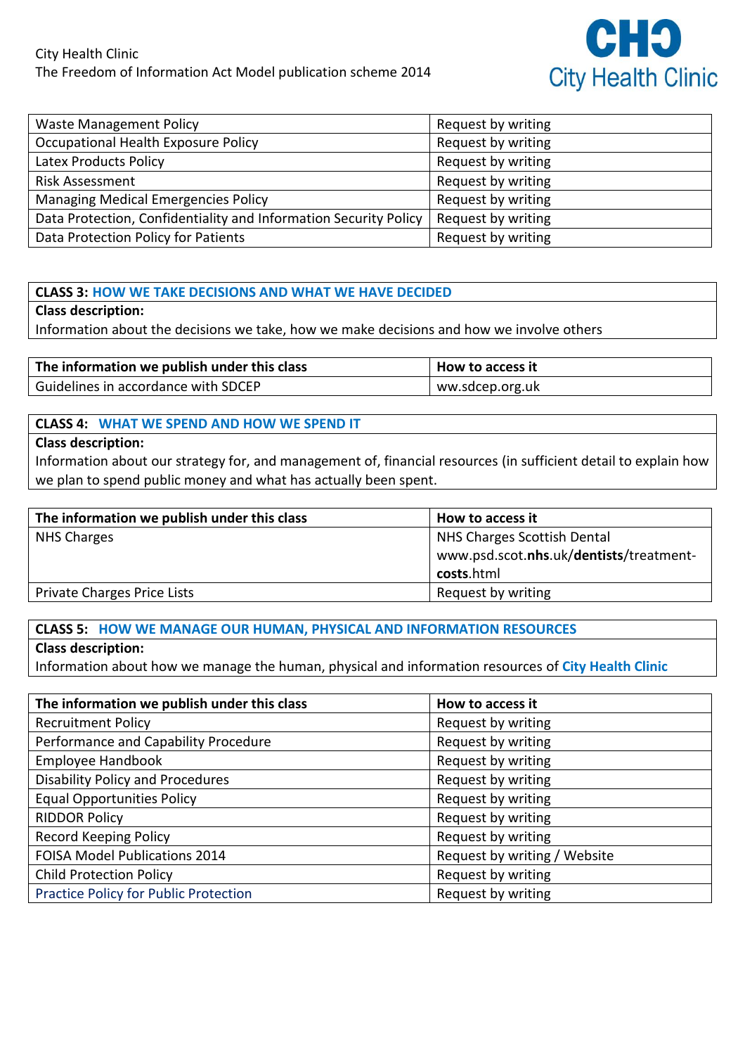| Waste Management Policy | Request by writing |
|---|---|
| Occupational Health Exposure Policy | Request by writing |
| Latex Products Policy | Request by writing |
| Risk Assessment | Request by writing |
| Managing Medical Emergencies Policy | Request by writing |
| Data Protection, Confidentiality and Information Security Policy | Request by writing |
| Data Protection Policy for Patients | Request by writing |

**CLASS 3: HOW WE TAKE DECISIONS AND WHAT WE HAVE DECIDED**

**Class description:**

Information about the decisions we take, how we make decisions and how we involve others

| The information we publish under this class | How to access it |
|---|---|
| Guidelines in accordance with SDCEP | ww.sdcep.org.uk |

**CLASS 4: WHAT WE SPEND AND HOW WE SPEND IT**

**Class description:**

Information about our strategy for, and management of, financial resources (in sufficient detail to explain how we plan to spend public money and what has actually been spent.

| The information we publish under this class | How to access it |
|---|---|
| NHS Charges | NHS Charges Scottish Dental www.psd.scot.**nhs**.uk/**dentists**/treatment-**costs**.html |
| Private Charges Price Lists | Request by writing |

**CLASS 5: HOW WE MANAGE OUR HUMAN, PHYSICAL AND INFORMATION RESOURCES**

**Class description:**

Information about how we manage the human, physical and information resources of **City Health Clinic**

| The information we publish under this class | How to access it |
|---|---|
| Recruitment Policy | Request by writing |
| Performance and Capability Procedure | Request by writing |
| Employee Handbook | Request by writing |
| Disability Policy and Procedures | Request by writing |
| Equal Opportunities Policy | Request by writing |
| RIDDOR Policy | Request by writing |
| Record Keeping Policy | Request by writing |
| FOISA Model Publications 2014 | Request by writing / Website |
| Child Protection Policy | Request by writing |
| Practice Policy for Public Protection | Request by writing |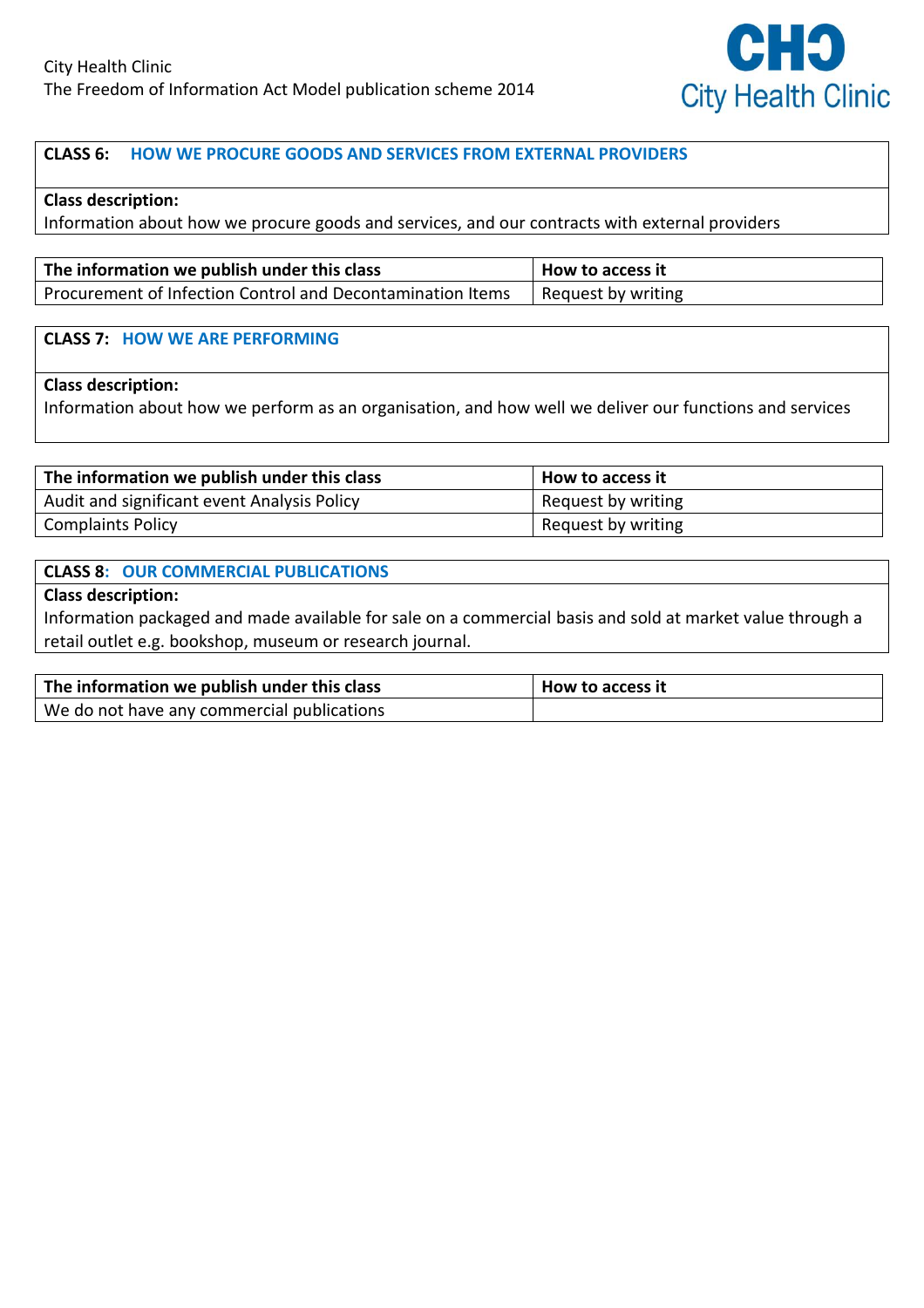## CLASS 6: HOW WE PROCURE GOODS AND SERVICES FROM EXTERNAL PROVIDERS

**Class description:**
Information about how we procure goods and services, and our contracts with external providers

| The information we publish under this class | How to access it |
|---|---|
| Procurement of Infection Control and Decontamination Items | Request by writing |

## CLASS 7: HOW WE ARE PERFORMING

**Class description:**
Information about how we perform as an organisation, and how well we deliver our functions and services

| The information we publish under this class | How to access it |
|---|---|
| Audit and significant event Analysis Policy | Request by writing |
| Complaints Policy | Request by writing |

## CLASS 8: OUR COMMERCIAL PUBLICATIONS

**Class description:**
Information packaged and made available for sale on a commercial basis and sold at market value through a retail outlet e.g. bookshop, museum or research journal.

| The information we publish under this class | How to access it |
|---|---|
| We do not have any commercial publications | |